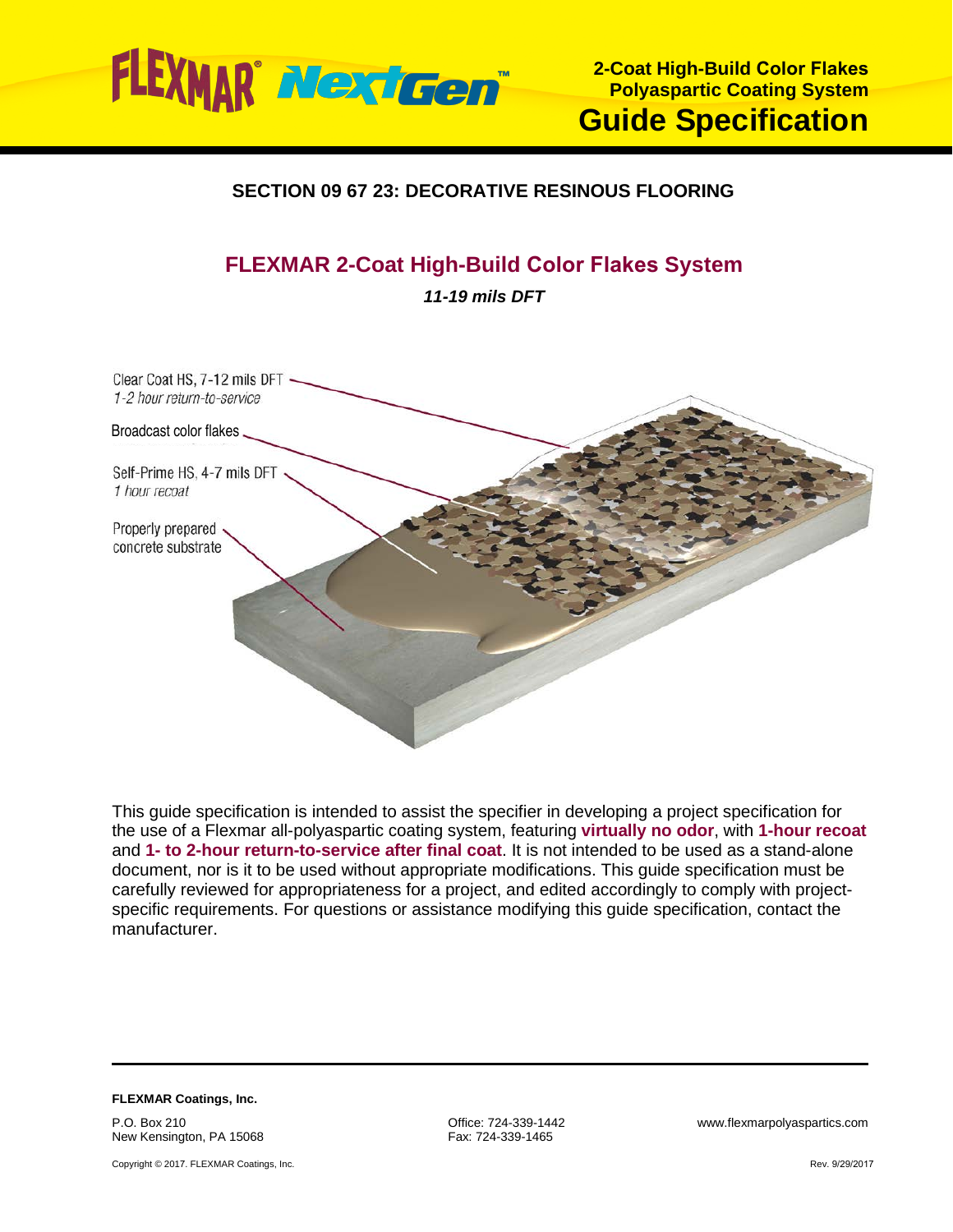FLEXMAR® NextGen™

**2-Coat High-Build Color Flakes Polyaspartic Coating System**

# Guide Specification

## SECTION 09 67 23: DECORATIVE RESINOUS FLOORING

## FLEXMAR 2-Coat High-Build Color Flakes System

***11-19 mils DFT***

Clear Coat HS, 7-12 mils DFT
*1-2 hour return-to-service*

Broadcast color flakes

Self-Prime HS, 4-7 mils DFT
*1 hour recoat*

Properly prepared concrete substrate

This guide specification is intended to assist the specifier in developing a project specification for the use of a Flexmar all-polyaspartic coating system, featuring **virtually no odor**, with **1-hour recoat** and **1- to 2-hour return-to-service after final coat**. It is not intended to be used as a stand-alone document, nor is it to be used without appropriate modifications. This guide specification must be carefully reviewed for appropriateness for a project, and edited accordingly to comply with project-specific requirements. For questions or assistance modifying this guide specification, contact the manufacturer.

**FLEXMAR Coatings, Inc.**

P.O. Box 210
New Kensington, PA 15068

Office: 724-339-1442
Fax: 724-339-1465

www.flexmarpolyaspartics.com

Copyright © 2017. FLEXMAR Coatings, Inc.

Rev. 9/29/2017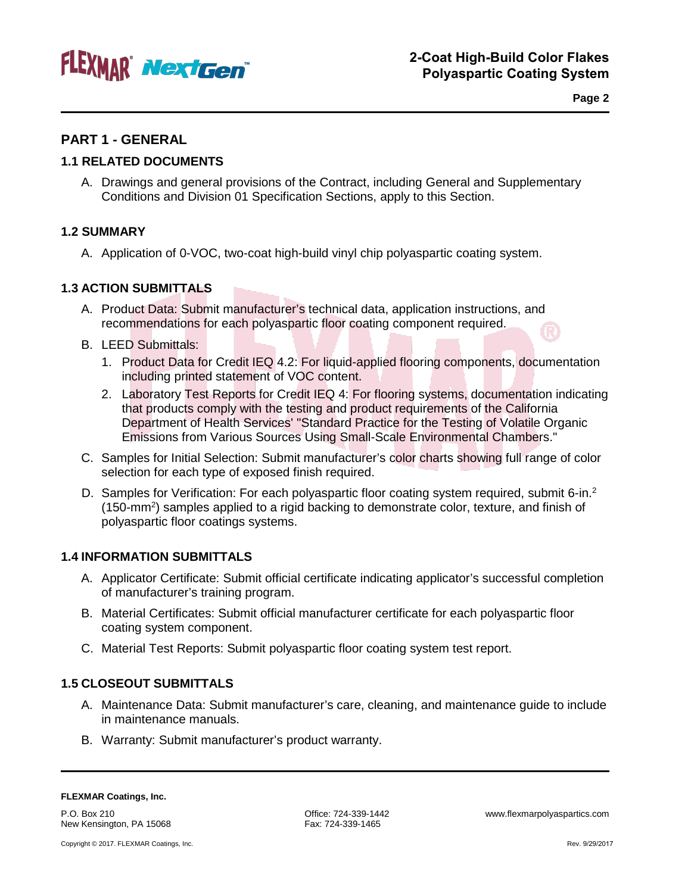## PART 1 - GENERAL

### 1.1 RELATED DOCUMENTS

A. Drawings and general provisions of the Contract, including General and Supplementary Conditions and Division 01 Specification Sections, apply to this Section.

### 1.2 SUMMARY

A. Application of 0-VOC, two-coat high-build vinyl chip polyaspartic coating system.

### 1.3 ACTION SUBMITTALS

A. Product Data: Submit manufacturer's technical data, application instructions, and recommendations for each polyaspartic floor coating component required.

B. LEED Submittals:

1. Product Data for Credit IEQ 4.2: For liquid-applied flooring components, documentation including printed statement of VOC content.
2. Laboratory Test Reports for Credit IEQ 4: For flooring systems, documentation indicating that products comply with the testing and product requirements of the California Department of Health Services' "Standard Practice for the Testing of Volatile Organic Emissions from Various Sources Using Small-Scale Environmental Chambers."

C. Samples for Initial Selection: Submit manufacturer's color charts showing full range of color selection for each type of exposed finish required.

D. Samples for Verification: For each polyaspartic floor coating system required, submit 6-in.$^2$ (150-mm$^2$) samples applied to a rigid backing to demonstrate color, texture, and finish of polyaspartic floor coatings systems.

### 1.4 INFORMATION SUBMITTALS

A. Applicator Certificate: Submit official certificate indicating applicator's successful completion of manufacturer's training program.

B. Material Certificates: Submit official manufacturer certificate for each polyaspartic floor coating system component.

C. Material Test Reports: Submit polyaspartic floor coating system test report.

### 1.5 CLOSEOUT SUBMITTALS

A. Maintenance Data: Submit manufacturer's care, cleaning, and maintenance guide to include in maintenance manuals.

B. Warranty: Submit manufacturer's product warranty.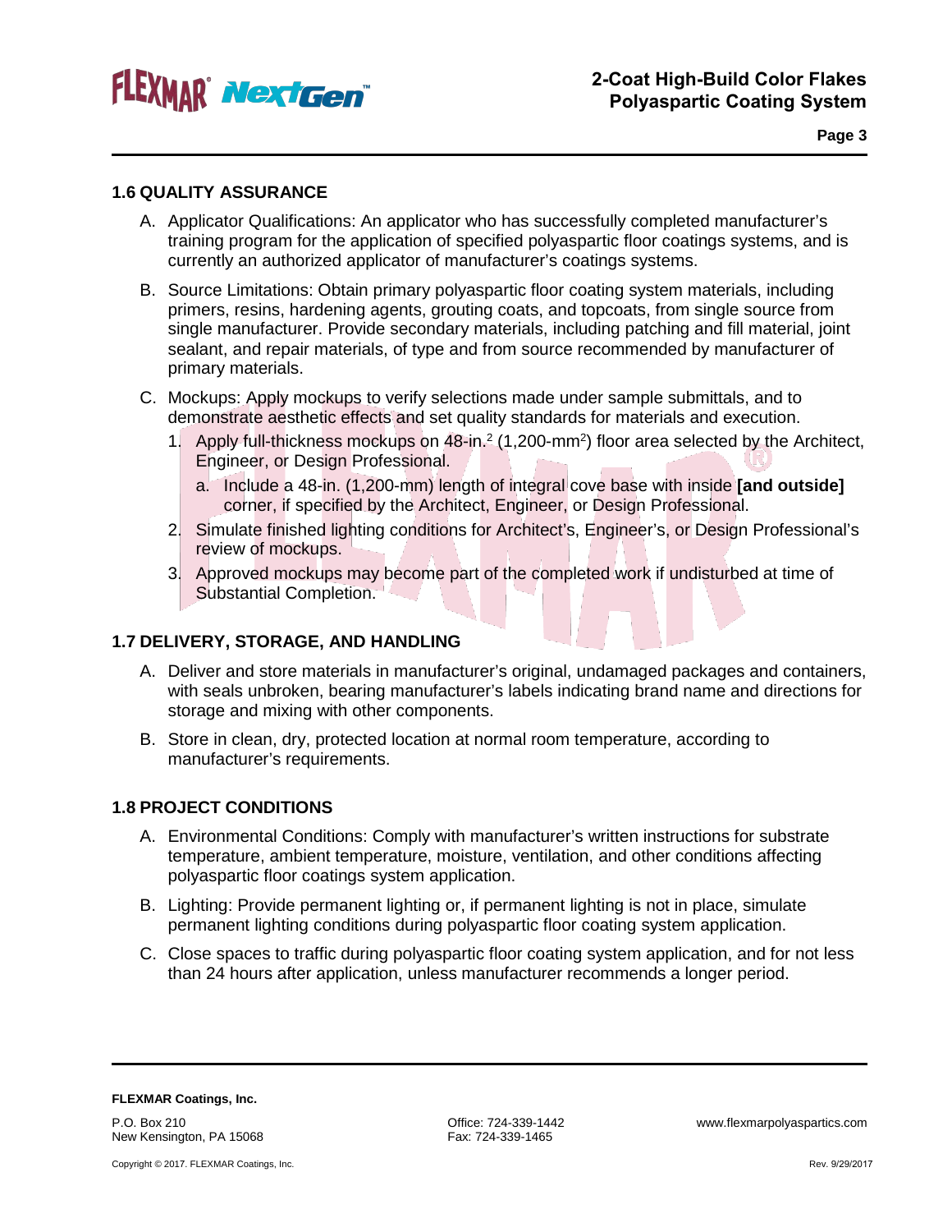## 1.6 QUALITY ASSURANCE

A. Applicator Qualifications: An applicator who has successfully completed manufacturer's training program for the application of specified polyaspartic floor coatings systems, and is currently an authorized applicator of manufacturer's coatings systems.

B. Source Limitations: Obtain primary polyaspartic floor coating system materials, including primers, resins, hardening agents, grouting coats, and topcoats, from single source from single manufacturer. Provide secondary materials, including patching and fill material, joint sealant, and repair materials, of type and from source recommended by manufacturer of primary materials.

C. Mockups: Apply mockups to verify selections made under sample submittals, and to demonstrate aesthetic effects and set quality standards for materials and execution.

   1. Apply full-thickness mockups on 48-in.$^2$ (1,200-mm$^2$) floor area selected by the Architect, Engineer, or Design Professional.
      a. Include a 48-in. (1,200-mm) length of integral cove base with inside **[and outside]** corner, if specified by the Architect, Engineer, or Design Professional.
   2. Simulate finished lighting conditions for Architect's, Engineer's, or Design Professional's review of mockups.
   3. Approved mockups may become part of the completed work if undisturbed at time of Substantial Completion.

## 1.7 DELIVERY, STORAGE, AND HANDLING

A. Deliver and store materials in manufacturer's original, undamaged packages and containers, with seals unbroken, bearing manufacturer's labels indicating brand name and directions for storage and mixing with other components.

B. Store in clean, dry, protected location at normal room temperature, according to manufacturer's requirements.

## 1.8 PROJECT CONDITIONS

A. Environmental Conditions: Comply with manufacturer's written instructions for substrate temperature, ambient temperature, moisture, ventilation, and other conditions affecting polyaspartic floor coatings system application.

B. Lighting: Provide permanent lighting or, if permanent lighting is not in place, simulate permanent lighting conditions during polyaspartic floor coating system application.

C. Close spaces to traffic during polyaspartic floor coating system application, and for not less than 24 hours after application, unless manufacturer recommends a longer period.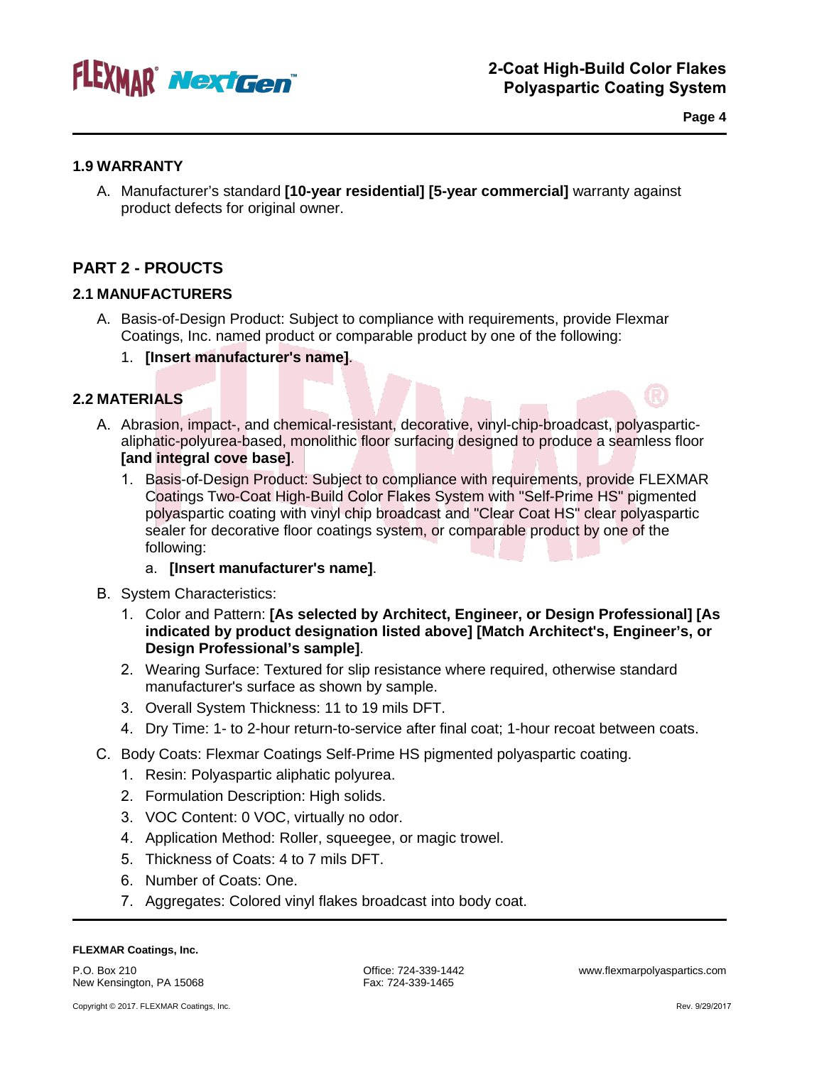### 1.9 WARRANTY

A. Manufacturer's standard **[10-year residential] [5-year commercial]** warranty against product defects for original owner.

## PART 2 - PROUCTS

### 2.1 MANUFACTURERS

A. Basis-of-Design Product: Subject to compliance with requirements, provide Flexmar Coatings, Inc. named product or comparable product by one of the following:

   1. **[Insert manufacturer's name]**.

### 2.2 MATERIALS

A. Abrasion, impact-, and chemical-resistant, decorative, vinyl-chip-broadcast, polyaspartic-aliphatic-polyurea-based, monolithic floor surfacing designed to produce a seamless floor **[and integral cove base]**.

   1. Basis-of-Design Product: Subject to compliance with requirements, provide FLEXMAR Coatings Two-Coat High-Build Color Flakes System with "Self-Prime HS" pigmented polyaspartic coating with vinyl chip broadcast and "Clear Coat HS" clear polyaspartic sealer for decorative floor coatings system, or comparable product by one of the following:

      a. **[Insert manufacturer's name]**.

B. System Characteristics:

   1. Color and Pattern: **[As selected by Architect, Engineer, or Design Professional] [As indicated by product designation listed above] [Match Architect's, Engineer's, or Design Professional's sample]**.
   2. Wearing Surface: Textured for slip resistance where required, otherwise standard manufacturer's surface as shown by sample.
   3. Overall System Thickness: 11 to 19 mils DFT.
   4. Dry Time: 1- to 2-hour return-to-service after final coat; 1-hour recoat between coats.

C. Body Coats: Flexmar Coatings Self-Prime HS pigmented polyaspartic coating.

   1. Resin: Polyaspartic aliphatic polyurea.
   2. Formulation Description: High solids.
   3. VOC Content: 0 VOC, virtually no odor.
   4. Application Method: Roller, squeegee, or magic trowel.
   5. Thickness of Coats: 4 to 7 mils DFT.
   6. Number of Coats: One.
   7. Aggregates: Colored vinyl flakes broadcast into body coat.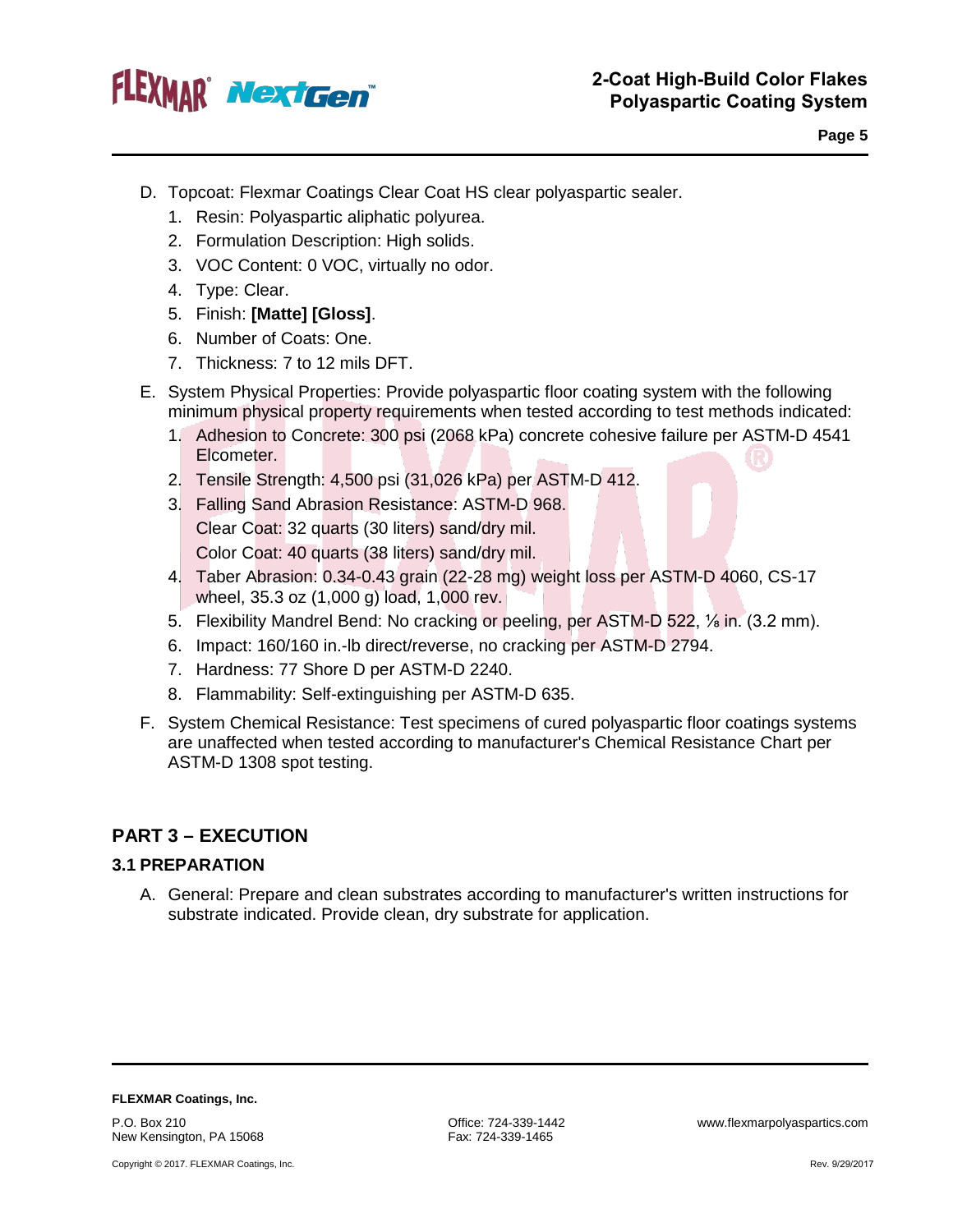D. Topcoat: Flexmar Coatings Clear Coat HS clear polyaspartic sealer.
   1. Resin: Polyaspartic aliphatic polyurea.
   2. Formulation Description: High solids.
   3. VOC Content: 0 VOC, virtually no odor.
   4. Type: Clear.
   5. Finish: **[Matte] [Gloss]**.
   6. Number of Coats: One.
   7. Thickness: 7 to 12 mils DFT.

E. System Physical Properties: Provide polyaspartic floor coating system with the following minimum physical property requirements when tested according to test methods indicated:
   1. Adhesion to Concrete: 300 psi (2068 kPa) concrete cohesive failure per ASTM-D 4541 Elcometer.
   2. Tensile Strength: 4,500 psi (31,026 kPa) per ASTM-D 412.
   3. Falling Sand Abrasion Resistance: ASTM-D 968.
      Clear Coat: 32 quarts (30 liters) sand/dry mil.
      Color Coat: 40 quarts (38 liters) sand/dry mil.
   4. Taber Abrasion: 0.34-0.43 grain (22-28 mg) weight loss per ASTM-D 4060, CS-17 wheel, 35.3 oz (1,000 g) load, 1,000 rev.
   5. Flexibility Mandrel Bend: No cracking or peeling, per ASTM-D 522, ⅛ in. (3.2 mm).
   6. Impact: 160/160 in.-lb direct/reverse, no cracking per ASTM-D 2794.
   7. Hardness: 77 Shore D per ASTM-D 2240.
   8. Flammability: Self-extinguishing per ASTM-D 635.

F. System Chemical Resistance: Test specimens of cured polyaspartic floor coatings systems are unaffected when tested according to manufacturer's Chemical Resistance Chart per ASTM-D 1308 spot testing.

## PART 3 – EXECUTION

### 3.1 PREPARATION

A. General: Prepare and clean substrates according to manufacturer's written instructions for substrate indicated. Provide clean, dry substrate for application.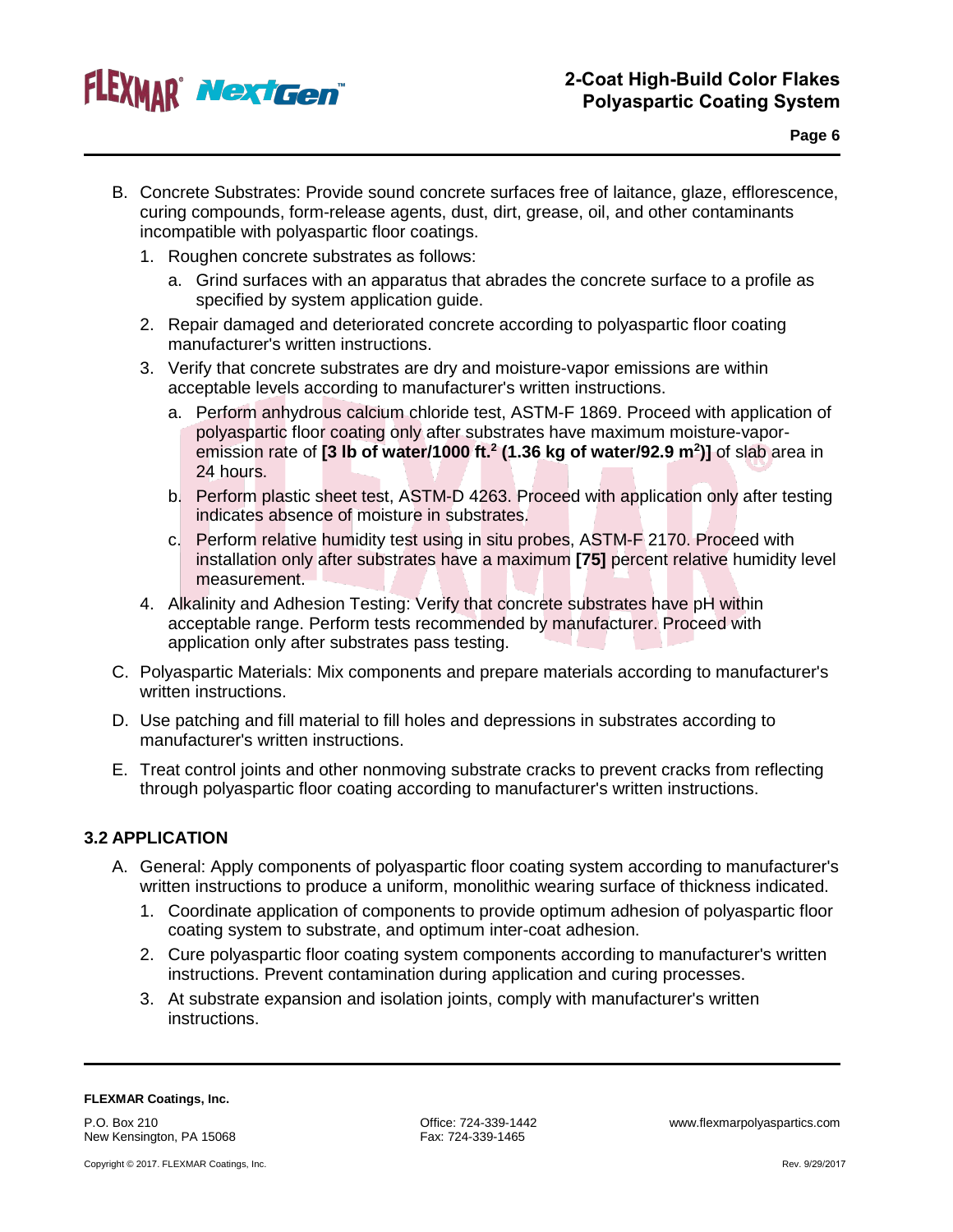B. Concrete Substrates: Provide sound concrete surfaces free of laitance, glaze, efflorescence, curing compounds, form-release agents, dust, dirt, grease, oil, and other contaminants incompatible with polyaspartic floor coatings.

1. Roughen concrete substrates as follows:
   a. Grind surfaces with an apparatus that abrades the concrete surface to a profile as specified by system application guide.
2. Repair damaged and deteriorated concrete according to polyaspartic floor coating manufacturer's written instructions.
3. Verify that concrete substrates are dry and moisture-vapor emissions are within acceptable levels according to manufacturer's written instructions.
   a. Perform anhydrous calcium chloride test, ASTM-F 1869. Proceed with application of polyaspartic floor coating only after substrates have maximum moisture-vapor-emission rate of **[3 lb of water/1000 ft.$^2$ (1.36 kg of water/92.9 m$^2$)]** of slab area in 24 hours.
   b. Perform plastic sheet test, ASTM-D 4263. Proceed with application only after testing indicates absence of moisture in substrates.
   c. Perform relative humidity test using in situ probes, ASTM-F 2170. Proceed with installation only after substrates have a maximum **[75]** percent relative humidity level measurement.
4. Alkalinity and Adhesion Testing: Verify that concrete substrates have pH within acceptable range. Perform tests recommended by manufacturer. Proceed with application only after substrates pass testing.

C. Polyaspartic Materials: Mix components and prepare materials according to manufacturer's written instructions.

D. Use patching and fill material to fill holes and depressions in substrates according to manufacturer's written instructions.

E. Treat control joints and other nonmoving substrate cracks to prevent cracks from reflecting through polyaspartic floor coating according to manufacturer's written instructions.

## 3.2 APPLICATION

A. General: Apply components of polyaspartic floor coating system according to manufacturer's written instructions to produce a uniform, monolithic wearing surface of thickness indicated.

1. Coordinate application of components to provide optimum adhesion of polyaspartic floor coating system to substrate, and optimum inter-coat adhesion.
2. Cure polyaspartic floor coating system components according to manufacturer's written instructions. Prevent contamination during application and curing processes.
3. At substrate expansion and isolation joints, comply with manufacturer's written instructions.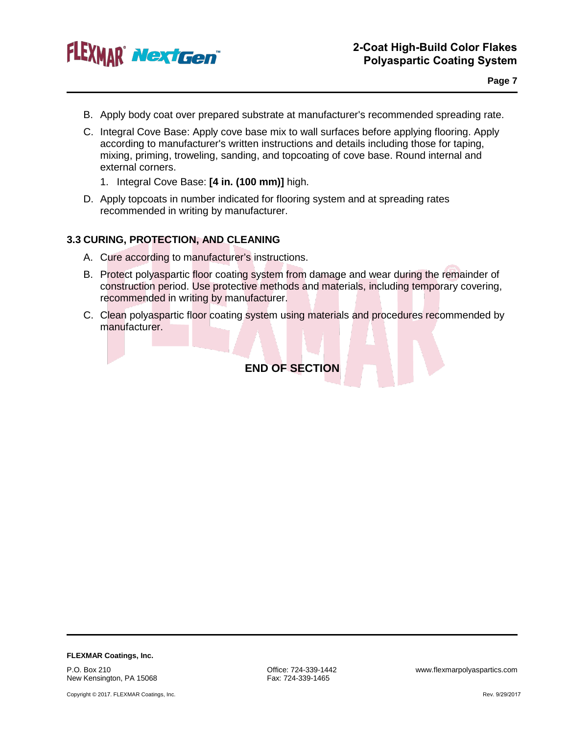B. Apply body coat over prepared substrate at manufacturer's recommended spreading rate.

C. Integral Cove Base: Apply cove base mix to wall surfaces before applying flooring. Apply according to manufacturer's written instructions and details including those for taping, mixing, priming, troweling, sanding, and topcoating of cove base. Round internal and external corners.

   1. Integral Cove Base: **[4 in. (100 mm)]** high.

D. Apply topcoats in number indicated for flooring system and at spreading rates recommended in writing by manufacturer.

### 3.3 CURING, PROTECTION, AND CLEANING

A. Cure according to manufacturer's instructions.

B. Protect polyaspartic floor coating system from damage and wear during the remainder of construction period. Use protective methods and materials, including temporary covering, recommended in writing by manufacturer.

C. Clean polyaspartic floor coating system using materials and procedures recommended by manufacturer.

**END OF SECTION**

**FLEXMAR Coatings, Inc.**

P.O. Box 210
New Kensington, PA 15068

Office: 724-339-1442
Fax: 724-339-1465

www.flexmarpolyaspartics.com

Copyright © 2017. FLEXMAR Coatings, Inc.

Rev. 9/29/2017